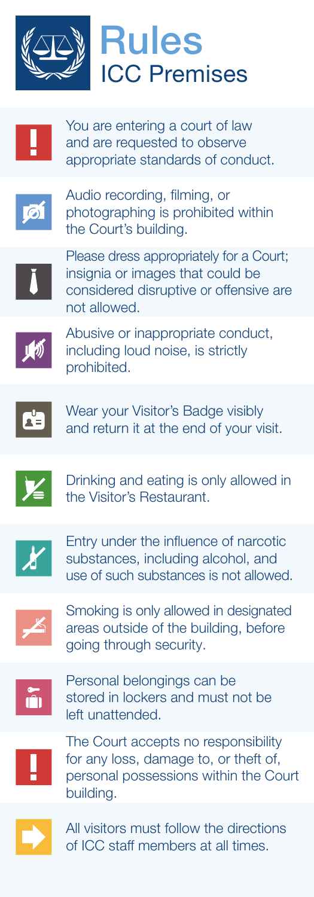# Rules

## ICC Premises

- You are entering a court of law and are requested to observe appropriate standards of conduct.
- Audio recording, filming, or photographing is prohibited within the Court's building.
- Please dress appropriately for a Court; insignia or images that could be considered disruptive or offensive are not allowed.
- Abusive or inappropriate conduct, including loud noise, is strictly prohibited.
- Wear your Visitor's Badge visibly and return it at the end of your visit.
- Drinking and eating is only allowed in the Visitor's Restaurant.
- Entry under the influence of narcotic substances, including alcohol, and use of such substances is not allowed.
- Smoking is only allowed in designated areas outside of the building, before going through security.
- Personal belongings can be stored in lockers and must not be left unattended.
- The Court accepts no responsibility for any loss, damage to, or theft of, personal possessions within the Court building.
- All visitors must follow the directions of ICC staff members at all times.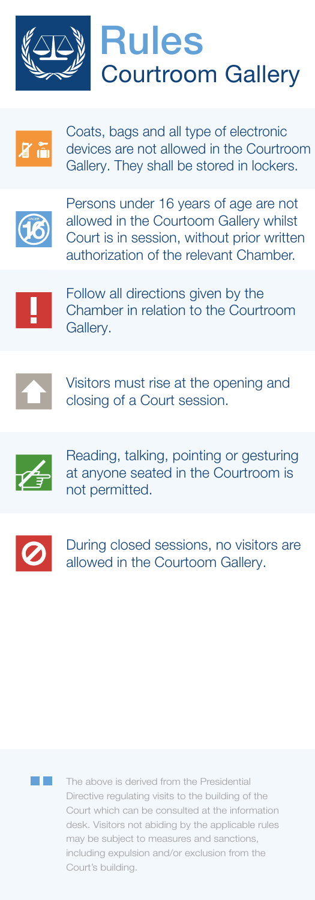# Rules

## Courtroom Gallery

- Coats, bags and all type of electronic devices are not allowed in the Courtroom Gallery. They shall be stored in lockers.
- Persons under 16 years of age are not allowed in the Courtoom Gallery whilst Court is in session, without prior written authorization of the relevant Chamber.
- Follow all directions given by the Chamber in relation to the Courtroom Gallery.
- Visitors must rise at the opening and closing of a Court session.
- Reading, talking, pointing or gesturing at anyone seated in the Courtroom is not permitted.
- During closed sessions, no visitors are allowed in the Courtoom Gallery.

The above is derived from the Presidential Directive regulating visits to the building of the Court which can be consulted at the information desk. Visitors not abiding by the applicable rules may be subject to measures and sanctions, including expulsion and/or exclusion from the Court's building.